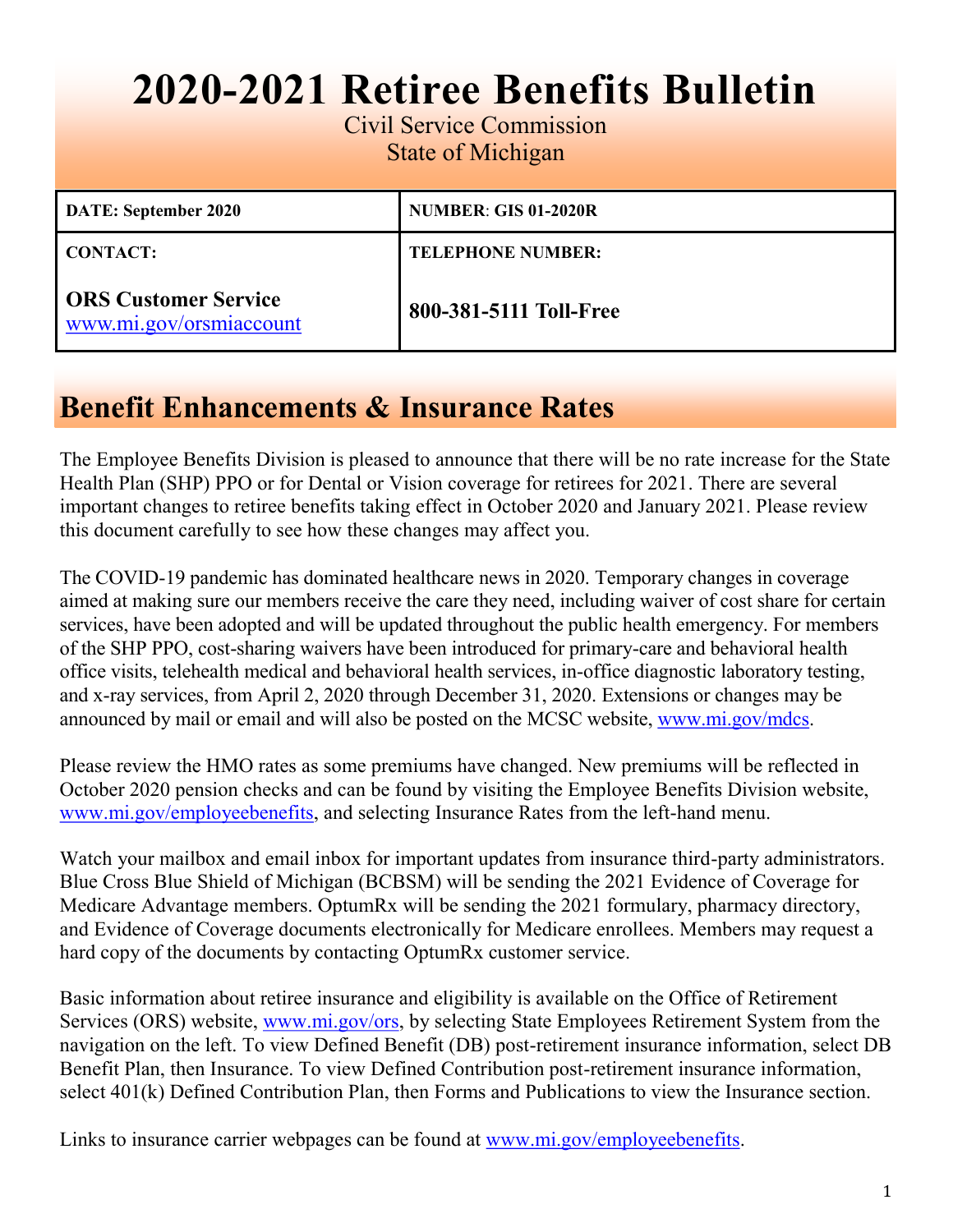# 2020-2021 Retiree Benefits Bulletin

Civil Service Commission
State of Michigan

| DATE: September 2020 | NUMBER: GIS 01-2020R |
|---|---|
| **CONTACT:**<br><br>**ORS Customer Service**<br>www.mi.gov/orsmiaccount | **TELEPHONE NUMBER:**<br><br>**800-381-5111 Toll-Free** |

## Benefit Enhancements & Insurance Rates

The Employee Benefits Division is pleased to announce that there will be no rate increase for the State Health Plan (SHP) PPO or for Dental or Vision coverage for retirees for 2021. There are several important changes to retiree benefits taking effect in October 2020 and January 2021. Please review this document carefully to see how these changes may affect you.

The COVID-19 pandemic has dominated healthcare news in 2020. Temporary changes in coverage aimed at making sure our members receive the care they need, including waiver of cost share for certain services, have been adopted and will be updated throughout the public health emergency. For members of the SHP PPO, cost-sharing waivers have been introduced for primary-care and behavioral health office visits, telehealth medical and behavioral health services, in-office diagnostic laboratory testing, and x-ray services, from April 2, 2020 through December 31, 2020. Extensions or changes may be announced by mail or email and will also be posted on the MCSC website, www.mi.gov/mdcs.

Please review the HMO rates as some premiums have changed. New premiums will be reflected in October 2020 pension checks and can be found by visiting the Employee Benefits Division website, www.mi.gov/employeebenefits, and selecting Insurance Rates from the left-hand menu.

Watch your mailbox and email inbox for important updates from insurance third-party administrators. Blue Cross Blue Shield of Michigan (BCBSM) will be sending the 2021 Evidence of Coverage for Medicare Advantage members. OptumRx will be sending the 2021 formulary, pharmacy directory, and Evidence of Coverage documents electronically for Medicare enrollees. Members may request a hard copy of the documents by contacting OptumRx customer service.

Basic information about retiree insurance and eligibility is available on the Office of Retirement Services (ORS) website, www.mi.gov/ors, by selecting State Employees Retirement System from the navigation on the left. To view Defined Benefit (DB) post-retirement insurance information, select DB Benefit Plan, then Insurance. To view Defined Contribution post-retirement insurance information, select 401(k) Defined Contribution Plan, then Forms and Publications to view the Insurance section.

Links to insurance carrier webpages can be found at www.mi.gov/employeebenefits.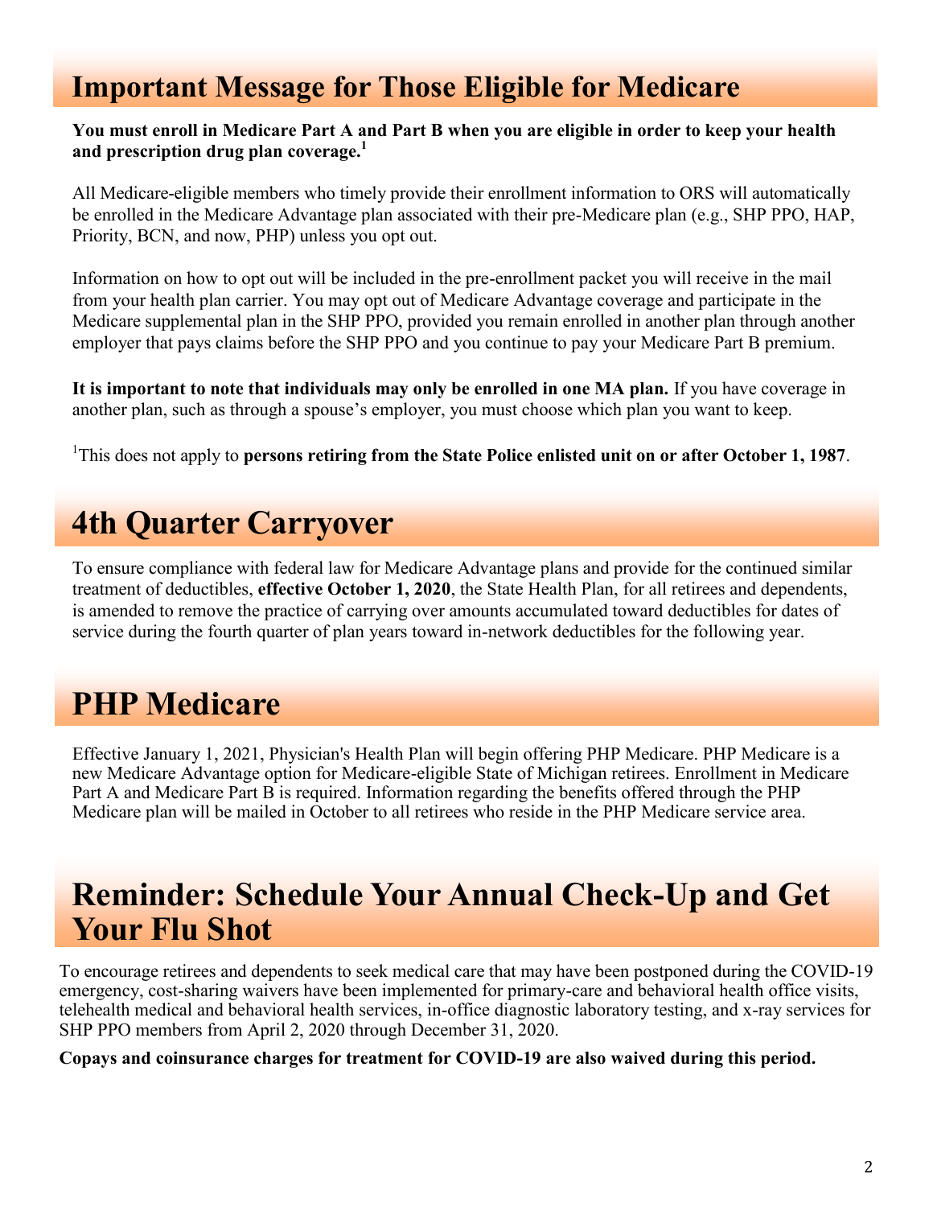## Important Message for Those Eligible for Medicare

**You must enroll in Medicare Part A and Part B when you are eligible in order to keep your health and prescription drug plan coverage.[1]**

All Medicare-eligible members who timely provide their enrollment information to ORS will automatically be enrolled in the Medicare Advantage plan associated with their pre-Medicare plan (e.g., SHP PPO, HAP, Priority, BCN, and now, PHP) unless you opt out.

Information on how to opt out will be included in the pre-enrollment packet you will receive in the mail from your health plan carrier. You may opt out of Medicare Advantage coverage and participate in the Medicare supplemental plan in the SHP PPO, provided you remain enrolled in another plan through another employer that pays claims before the SHP PPO and you continue to pay your Medicare Part B premium.

**It is important to note that individuals may only be enrolled in one MA plan.** If you have coverage in another plan, such as through a spouse's employer, you must choose which plan you want to keep.

[1]This does not apply to **persons retiring from the State Police enlisted unit on or after October 1, 1987**.

## 4th Quarter Carryover

To ensure compliance with federal law for Medicare Advantage plans and provide for the continued similar treatment of deductibles, **effective October 1, 2020**, the State Health Plan, for all retirees and dependents, is amended to remove the practice of carrying over amounts accumulated toward deductibles for dates of service during the fourth quarter of plan years toward in-network deductibles for the following year.

## PHP Medicare

Effective January 1, 2021, Physician's Health Plan will begin offering PHP Medicare. PHP Medicare is a new Medicare Advantage option for Medicare-eligible State of Michigan retirees. Enrollment in Medicare Part A and Medicare Part B is required. Information regarding the benefits offered through the PHP Medicare plan will be mailed in October to all retirees who reside in the PHP Medicare service area.

## Reminder: Schedule Your Annual Check-Up and Get Your Flu Shot

To encourage retirees and dependents to seek medical care that may have been postponed during the COVID-19 emergency, cost-sharing waivers have been implemented for primary-care and behavioral health office visits, telehealth medical and behavioral health services, in-office diagnostic laboratory testing, and x-ray services for SHP PPO members from April 2, 2020 through December 31, 2020.

**Copays and coinsurance charges for treatment for COVID-19 are also waived during this period.**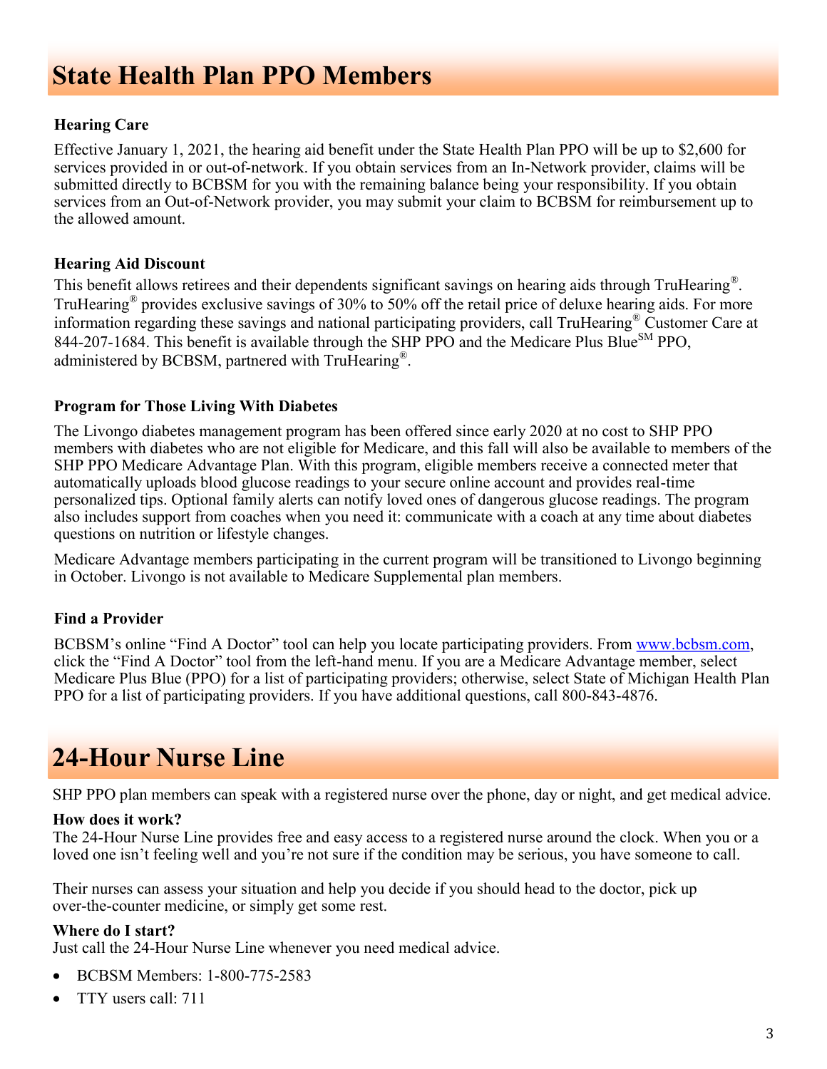# State Health Plan PPO Members

### Hearing Care

Effective January 1, 2021, the hearing aid benefit under the State Health Plan PPO will be up to $2,600 for services provided in or out-of-network. If you obtain services from an In-Network provider, claims will be submitted directly to BCBSM for you with the remaining balance being your responsibility. If you obtain services from an Out-of-Network provider, you may submit your claim to BCBSM for reimbursement up to the allowed amount.

### Hearing Aid Discount

This benefit allows retirees and their dependents significant savings on hearing aids through TruHearing®. TruHearing® provides exclusive savings of 30% to 50% off the retail price of deluxe hearing aids. For more information regarding these savings and national participating providers, call TruHearing® Customer Care at 844-207-1684. This benefit is available through the SHP PPO and the Medicare Plus Blue℠ PPO, administered by BCBSM, partnered with TruHearing®.

### Program for Those Living With Diabetes

The Livongo diabetes management program has been offered since early 2020 at no cost to SHP PPO members with diabetes who are not eligible for Medicare, and this fall will also be available to members of the SHP PPO Medicare Advantage Plan. With this program, eligible members receive a connected meter that automatically uploads blood glucose readings to your secure online account and provides real-time personalized tips. Optional family alerts can notify loved ones of dangerous glucose readings. The program also includes support from coaches when you need it: communicate with a coach at any time about diabetes questions on nutrition or lifestyle changes.

Medicare Advantage members participating in the current program will be transitioned to Livongo beginning in October. Livongo is not available to Medicare Supplemental plan members.

### Find a Provider

BCBSM's online "Find A Doctor" tool can help you locate participating providers. From [www.bcbsm.com](http://www.bcbsm.com), click the "Find A Doctor" tool from the left-hand menu. If you are a Medicare Advantage member, select Medicare Plus Blue (PPO) for a list of participating providers; otherwise, select State of Michigan Health Plan PPO for a list of participating providers. If you have additional questions, call 800-843-4876.

# 24-Hour Nurse Line

SHP PPO plan members can speak with a registered nurse over the phone, day or night, and get medical advice.

**How does it work?**

The 24-Hour Nurse Line provides free and easy access to a registered nurse around the clock. When you or a loved one isn't feeling well and you're not sure if the condition may be serious, you have someone to call.

Their nurses can assess your situation and help you decide if you should head to the doctor, pick up over-the-counter medicine, or simply get some rest.

**Where do I start?**

Just call the 24-Hour Nurse Line whenever you need medical advice.

- BCBSM Members: 1-800-775-2583
- TTY users call: 711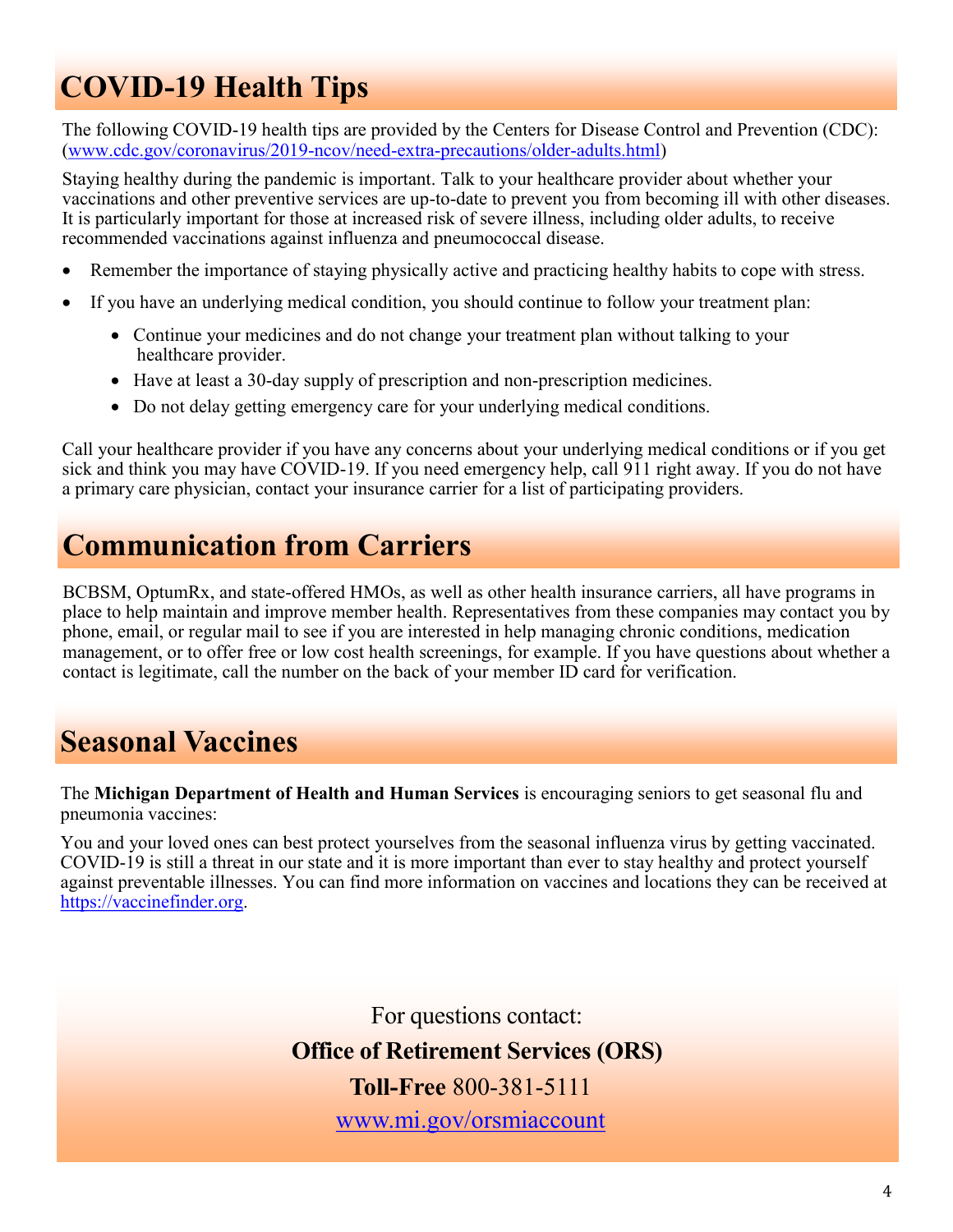# COVID-19 Health Tips

The following COVID-19 health tips are provided by the Centers for Disease Control and Prevention (CDC): (www.cdc.gov/coronavirus/2019-ncov/need-extra-precautions/older-adults.html)

Staying healthy during the pandemic is important. Talk to your healthcare provider about whether your vaccinations and other preventive services are up-to-date to prevent you from becoming ill with other diseases. It is particularly important for those at increased risk of severe illness, including older adults, to receive recommended vaccinations against influenza and pneumococcal disease.

- Remember the importance of staying physically active and practicing healthy habits to cope with stress.
- If you have an underlying medical condition, you should continue to follow your treatment plan:
  - Continue your medicines and do not change your treatment plan without talking to your healthcare provider.
  - Have at least a 30-day supply of prescription and non-prescription medicines.
  - Do not delay getting emergency care for your underlying medical conditions.

Call your healthcare provider if you have any concerns about your underlying medical conditions or if you get sick and think you may have COVID-19. If you need emergency help, call 911 right away. If you do not have a primary care physician, contact your insurance carrier for a list of participating providers.

# Communication from Carriers

BCBSM, OptumRx, and state-offered HMOs, as well as other health insurance carriers, all have programs in place to help maintain and improve member health. Representatives from these companies may contact you by phone, email, or regular mail to see if you are interested in help managing chronic conditions, medication management, or to offer free or low cost health screenings, for example. If you have questions about whether a contact is legitimate, call the number on the back of your member ID card for verification.

# Seasonal Vaccines

The **Michigan Department of Health and Human Services** is encouraging seniors to get seasonal flu and pneumonia vaccines:

You and your loved ones can best protect yourselves from the seasonal influenza virus by getting vaccinated. COVID-19 is still a threat in our state and it is more important than ever to stay healthy and protect yourself against preventable illnesses. You can find more information on vaccines and locations they can be received at https://vaccinefinder.org.

For questions contact:

**Office of Retirement Services (ORS)**

**Toll-Free** 800-381-5111

www.mi.gov/orsmiaccount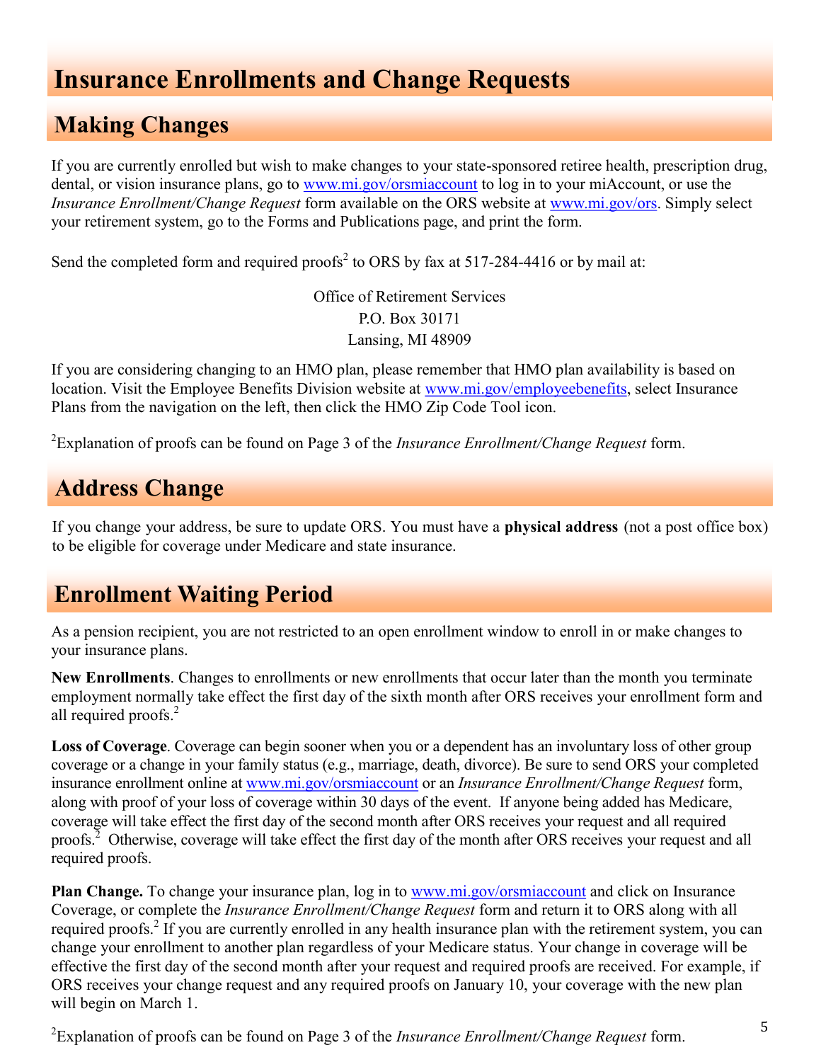# Insurance Enrollments and Change Requests

## Making Changes

If you are currently enrolled but wish to make changes to your state-sponsored retiree health, prescription drug, dental, or vision insurance plans, go to www.mi.gov/orsmiaccount to log in to your miAccount, or use the *Insurance Enrollment/Change Request* form available on the ORS website at www.mi.gov/ors. Simply select your retirement system, go to the Forms and Publications page, and print the form.

Send the completed form and required proofs[2] to ORS by fax at 517-284-4416 or by mail at:

Office of Retirement Services
P.O. Box 30171
Lansing, MI 48909

If you are considering changing to an HMO plan, please remember that HMO plan availability is based on location. Visit the Employee Benefits Division website at www.mi.gov/employeebenefits, select Insurance Plans from the navigation on the left, then click the HMO Zip Code Tool icon.

[2]Explanation of proofs can be found on Page 3 of the *Insurance Enrollment/Change Request* form.

## Address Change

If you change your address, be sure to update ORS. You must have a **physical address** (not a post office box) to be eligible for coverage under Medicare and state insurance.

## Enrollment Waiting Period

As a pension recipient, you are not restricted to an open enrollment window to enroll in or make changes to your insurance plans.

**New Enrollments**. Changes to enrollments or new enrollments that occur later than the month you terminate employment normally take effect the first day of the sixth month after ORS receives your enrollment form and all required proofs.[2]

**Loss of Coverage**. Coverage can begin sooner when you or a dependent has an involuntary loss of other group coverage or a change in your family status (e.g., marriage, death, divorce). Be sure to send ORS your completed insurance enrollment online at www.mi.gov/orsmiaccount or an *Insurance Enrollment/Change Request* form, along with proof of your loss of coverage within 30 days of the event. If anyone being added has Medicare, coverage will take effect the first day of the second month after ORS receives your request and all required proofs.[2] Otherwise, coverage will take effect the first day of the month after ORS receives your request and all required proofs.

**Plan Change.** To change your insurance plan, log in to www.mi.gov/orsmiaccount and click on Insurance Coverage, or complete the *Insurance Enrollment/Change Request* form and return it to ORS along with all required proofs.[2] If you are currently enrolled in any health insurance plan with the retirement system, you can change your enrollment to another plan regardless of your Medicare status. Your change in coverage will be effective the first day of the second month after your request and required proofs are received. For example, if ORS receives your change request and any required proofs on January 10, your coverage with the new plan will begin on March 1.

[2]Explanation of proofs can be found on Page 3 of the *Insurance Enrollment/Change Request* form.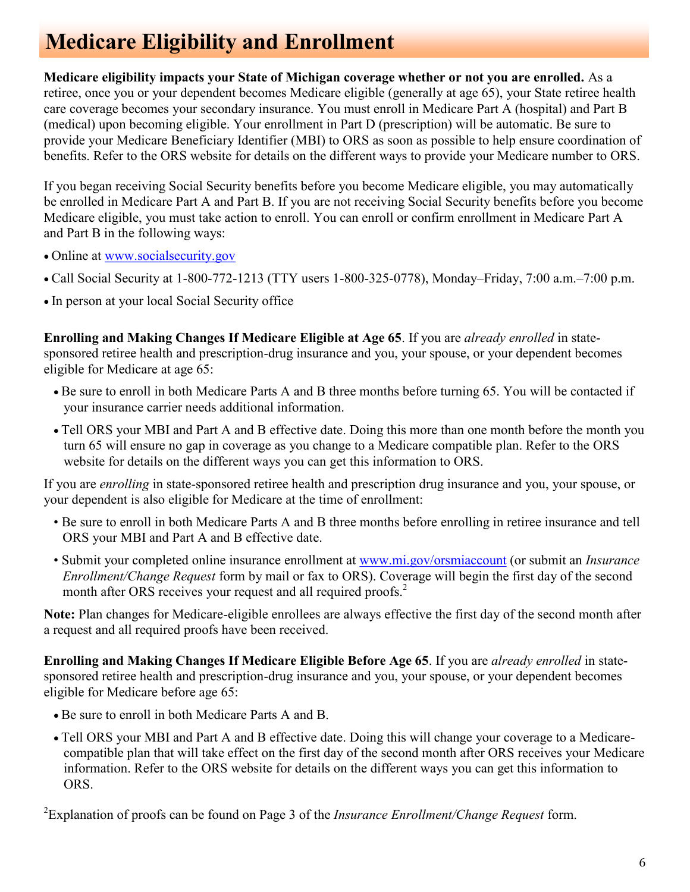# Medicare Eligibility and Enrollment

**Medicare eligibility impacts your State of Michigan coverage whether or not you are enrolled.** As a retiree, once you or your dependent becomes Medicare eligible (generally at age 65), your State retiree health care coverage becomes your secondary insurance. You must enroll in Medicare Part A (hospital) and Part B (medical) upon becoming eligible. Your enrollment in Part D (prescription) will be automatic. Be sure to provide your Medicare Beneficiary Identifier (MBI) to ORS as soon as possible to help ensure coordination of benefits. Refer to the ORS website for details on the different ways to provide your Medicare number to ORS.

If you began receiving Social Security benefits before you become Medicare eligible, you may automatically be enrolled in Medicare Part A and Part B. If you are not receiving Social Security benefits before you become Medicare eligible, you must take action to enroll. You can enroll or confirm enrollment in Medicare Part A and Part B in the following ways:

- Online at www.socialsecurity.gov
- Call Social Security at 1-800-772-1213 (TTY users 1-800-325-0778), Monday–Friday, 7:00 a.m.–7:00 p.m.
- In person at your local Social Security office

**Enrolling and Making Changes If Medicare Eligible at Age 65**. If you are *already enrolled* in state-sponsored retiree health and prescription-drug insurance and you, your spouse, or your dependent becomes eligible for Medicare at age 65:

- Be sure to enroll in both Medicare Parts A and B three months before turning 65. You will be contacted if your insurance carrier needs additional information.
- Tell ORS your MBI and Part A and B effective date. Doing this more than one month before the month you turn 65 will ensure no gap in coverage as you change to a Medicare compatible plan. Refer to the ORS website for details on the different ways you can get this information to ORS.

If you are *enrolling* in state-sponsored retiree health and prescription drug insurance and you, your spouse, or your dependent is also eligible for Medicare at the time of enrollment:

- Be sure to enroll in both Medicare Parts A and B three months before enrolling in retiree insurance and tell ORS your MBI and Part A and B effective date.
- Submit your completed online insurance enrollment at www.mi.gov/orsmiaccount (or submit an *Insurance Enrollment/Change Request* form by mail or fax to ORS). Coverage will begin the first day of the second month after ORS receives your request and all required proofs.[2]

**Note:** Plan changes for Medicare-eligible enrollees are always effective the first day of the second month after a request and all required proofs have been received.

**Enrolling and Making Changes If Medicare Eligible Before Age 65**. If you are *already enrolled* in state-sponsored retiree health and prescription-drug insurance and you, your spouse, or your dependent becomes eligible for Medicare before age 65:

- Be sure to enroll in both Medicare Parts A and B.
- Tell ORS your MBI and Part A and B effective date. Doing this will change your coverage to a Medicare-compatible plan that will take effect on the first day of the second month after ORS receives your Medicare information. Refer to the ORS website for details on the different ways you can get this information to ORS.

[2]Explanation of proofs can be found on Page 3 of the *Insurance Enrollment/Change Request* form.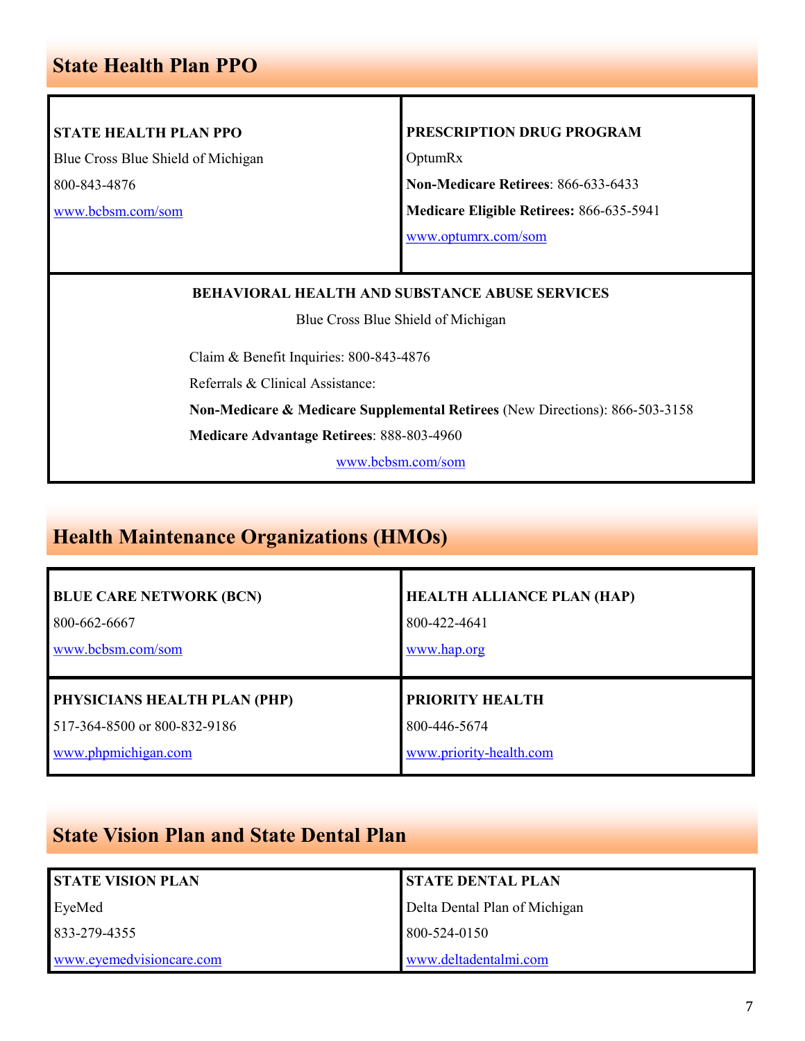## State Health Plan PPO

| STATE HEALTH PLAN PPO | PRESCRIPTION DRUG PROGRAM |
|---|---|
| Blue Cross Blue Shield of Michigan | OptumRx |
| 800-843-4876 | **Non-Medicare Retirees**: 866-633-6433 |
| www.bcbsm.com/som | **Medicare Eligible Retirees:** 866-635-5941 |
| | www.optumrx.com/som |

**BEHAVIORAL HEALTH AND SUBSTANCE ABUSE SERVICES**

Blue Cross Blue Shield of Michigan

Claim & Benefit Inquiries: 800-843-4876

Referrals & Clinical Assistance:

**Non-Medicare & Medicare Supplemental Retirees** (New Directions): 866-503-3158

**Medicare Advantage Retirees**: 888-803-4960

www.bcbsm.com/som

## Health Maintenance Organizations (HMOs)

| BLUE CARE NETWORK (BCN) | HEALTH ALLIANCE PLAN (HAP) |
|---|---|
| 800-662-6667 | 800-422-4641 |
| www.bcbsm.com/som | www.hap.org |
| **PHYSICIANS HEALTH PLAN (PHP)** | **PRIORITY HEALTH** |
| 517-364-8500 or 800-832-9186 | 800-446-5674 |
| www.phpmichigan.com | www.priority-health.com |

## State Vision Plan and State Dental Plan

| STATE VISION PLAN | STATE DENTAL PLAN |
|---|---|
| EyeMed | Delta Dental Plan of Michigan |
| 833-279-4355 | 800-524-0150 |
| www.eyemedvisioncare.com | www.deltadentalmi.com |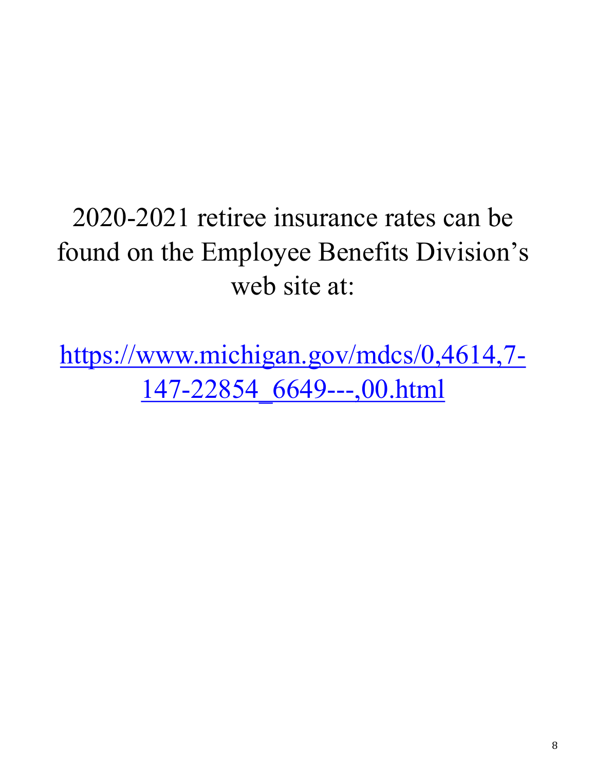2020-2021 retiree insurance rates can be found on the Employee Benefits Division's web site at:

https://www.michigan.gov/mdcs/0,4614,7-147-22854_6649---,00.html